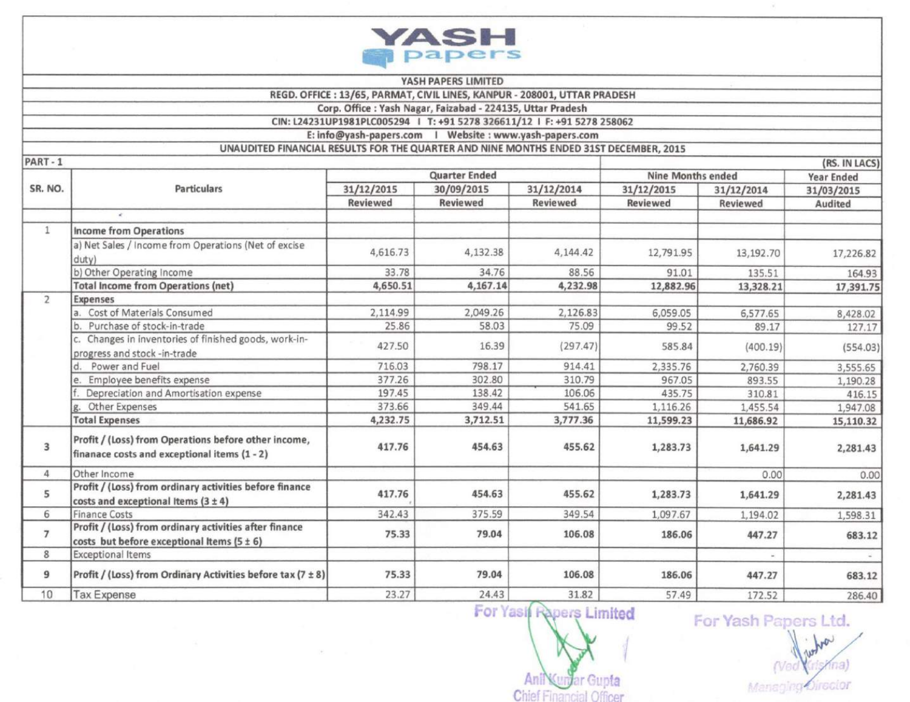# YASH papers

**YASH PAPERS LIMITED**

**REGD. OFFICE : 13/65, PARMAT, CIVIL LINES, KANPUR - 208001, UTTAR PRADESH**

**Corp. Office : Yash Nagar, Faizabad - 224135, Uttar Pradesh**

**CIN: L24231UP1981PLC005294 | T: +91 5278 326611/12 | F: +91 5278 258062**

**E: info@yash-papers.com | Website : www.yash-papers.com**

**UNAUDITED FINANCIAL RESULTS FOR THE QUARTER AND NINE MONTHS ENDED 31ST DECEMBER, 2015**

**PART - 1** **(RS. IN LACS)**

| SR. NO. | Particulars | Quarter Ended | | | Nine Months ended | | Year Ended |
|---|---|---|---|---|---|---|---|
| | | 31/12/2015 | 30/09/2015 | 31/12/2014 | 31/12/2015 | 31/12/2014 | 31/03/2015 |
| | | Reviewed | Reviewed | Reviewed | Reviewed | Reviewed | Audited |
| 1 | Income from Operations | | | | | | |
| | a) Net Sales / Income from Operations (Net of excise duty) | 4,616.73 | 4,132.38 | 4,144.42 | 12,791.95 | 13,192.70 | 17,226.82 |
| | b) Other Operating Income | 33.78 | 34.76 | 88.56 | 91.01 | 135.51 | 164.93 |
| | **Total Income from Operations (net)** | **4,650.51** | **4,167.14** | **4,232.98** | **12,882.96** | **13,328.21** | **17,391.75** |
| 2 | Expenses | | | | | | |
| | a. Cost of Materials Consumed | 2,114.99 | 2,049.26 | 2,126.83 | 6,059.05 | 6,577.65 | 8,428.02 |
| | b. Purchase of stock-in-trade | 25.86 | 58.03 | 75.09 | 99.52 | 89.17 | 127.17 |
| | c. Changes in inventories of finished goods, work-in-progress and stock -in-trade | 427.50 | 16.39 | (297.47) | 585.84 | (400.19) | (554.03) |
| | d. Power and Fuel | 716.03 | 798.17 | 914.41 | 2,335.76 | 2,760.39 | 3,555.65 |
| | e. Employee benefits expense | 377.26 | 302.80 | 310.79 | 967.05 | 893.55 | 1,190.28 |
| | f. Depreciation and Amortisation expense | 197.45 | 138.42 | 106.06 | 435.75 | 310.81 | 416.15 |
| | g. Other Expenses | 373.66 | 349.44 | 541.65 | 1,116.26 | 1,455.54 | 1,947.08 |
| | **Total Expenses** | **4,232.75** | **3,712.51** | **3,777.36** | **11,599.23** | **11,686.92** | **15,110.32** |
| 3 | **Profit / (Loss) from Operations before other income, finanace costs and exceptional items (1 - 2)** | **417.76** | **454.63** | **455.62** | **1,283.73** | **1,641.29** | **2,281.43** |
| 4 | Other Income | | | | | 0.00 | 0.00 |
| 5 | **Profit / (Loss) from ordinary activities before finance costs and exceptional Items (3 ± 4)** | **417.76** | **454.63** | **455.62** | **1,283.73** | **1,641.29** | **2,281.43** |
| 6 | Finance Costs | 342.43 | 375.59 | 349.54 | 1,097.67 | 1,194.02 | 1,598.31 |
| 7 | **Profit / (Loss) from ordinary activities after finance costs but before exceptional Items (5 ± 6)** | **75.33** | **79.04** | **106.08** | **186.06** | **447.27** | **683.12** |
| 8 | Exceptional Items | | | | | - | - |
| 9 | **Profit / (Loss) from Ordinary Activities before tax (7 ± 8)** | **75.33** | **79.04** | **106.08** | **186.06** | **447.27** | **683.12** |
| 10 | Tax Expense | 23.27 | 24.43 | 31.82 | 57.49 | 172.52 | 286.40 |

For Yash Papers Limited

Anil Kumar Gupta
Chief Financial Officer

For Yash Papers Ltd.

(Ved Krishna)
Managing Director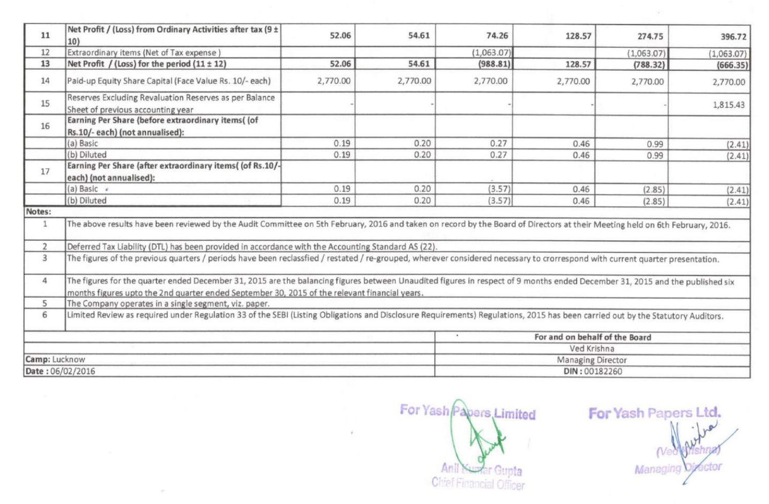| 11 | Net Profit / (Loss) from Ordinary Activities after tax (9 ± 10) | 52.06 | 54.61 | 74.26 | 128.57 | 274.75 | 396.72 |
|---|---|---|---|---|---|---|---|
| 12 | Extraordinary items (Net of Tax expense ) | | | (1,063.07) | | (1,063.07) | (1,063.07) |
| 13 | **Net Profit / (Loss) for the period (11 ± 12)** | **52.06** | **54.61** | **(988.81)** | **128.57** | **(788.32)** | **(666.35)** |
| 14 | Paid-up Equity Share Capital (Face Value Rs. 10/- each) | 2,770.00 | 2,770.00 | 2,770.00 | 2,770.00 | 2,770.00 | 2,770.00 |
| 15 | Reserves Excluding Revaluation Reserves as per Balance Sheet of previous accounting year | - | - | - | - | - | 1,815.43 |
| 16 | **Earning Per Share (before extraordinary items( (of Rs.10/- each) (not annualised):** | | | | | | |
| | (a) Basic | 0.19 | 0.20 | 0.27 | 0.46 | 0.99 | (2.41) |
| | (b) Diluted | 0.19 | 0.20 | 0.27 | 0.46 | 0.99 | (2.41) |
| 17 | **Earning Per Share (after extraordinary items( (of Rs.10/- each) (not annualised):** | | | | | | |
| | (a) Basic | 0.19 | 0.20 | (3.57) | 0.46 | (2.85) | (2.41) |
| | (b) Diluted | 0.19 | 0.20 | (3.57) | 0.46 | (2.85) | (2.41) |

**Notes:**

1. The above results have been reviewed by the Audit Committee on 5th February, 2016 and taken on record by the Board of Directors at their Meeting held on 6th February, 2016.
2. Deferred Tax Liability (DTL) has been provided in accordance with the Accounting Standard AS (22).
3. The figures of the previous quarters / periods have been reclassfied / restated / re-grouped, wherever considered necessary to crorrespond with current quarter presentation.
4. The figures for the quarter ended December 31, 2015 are the balancing figures between Unaudited figures in respect of 9 months ended December 31, 2015 and the published six months figures upto the 2nd quarter ended September 30, 2015 of the relevant financial years.
5. The Company operates in a single segment, viz. paper.
6. Limited Review as required under Regulation 33 of the SEBI (Listing Obligations and Disclosure Requirements) Regulations, 2015 has been carried out by the Statutory Auditors.

**Camp:** Lucknow
**Date :** 06/02/2016

For and on behalf of the Board
Ved Krishna
Managing Director
**DIN :** 00182260

For Yash Papers Limited
Anil Kumar Gupta
Chief Financial Officer

For Yash Papers Ltd.
(Ved Krishna)
Managing Director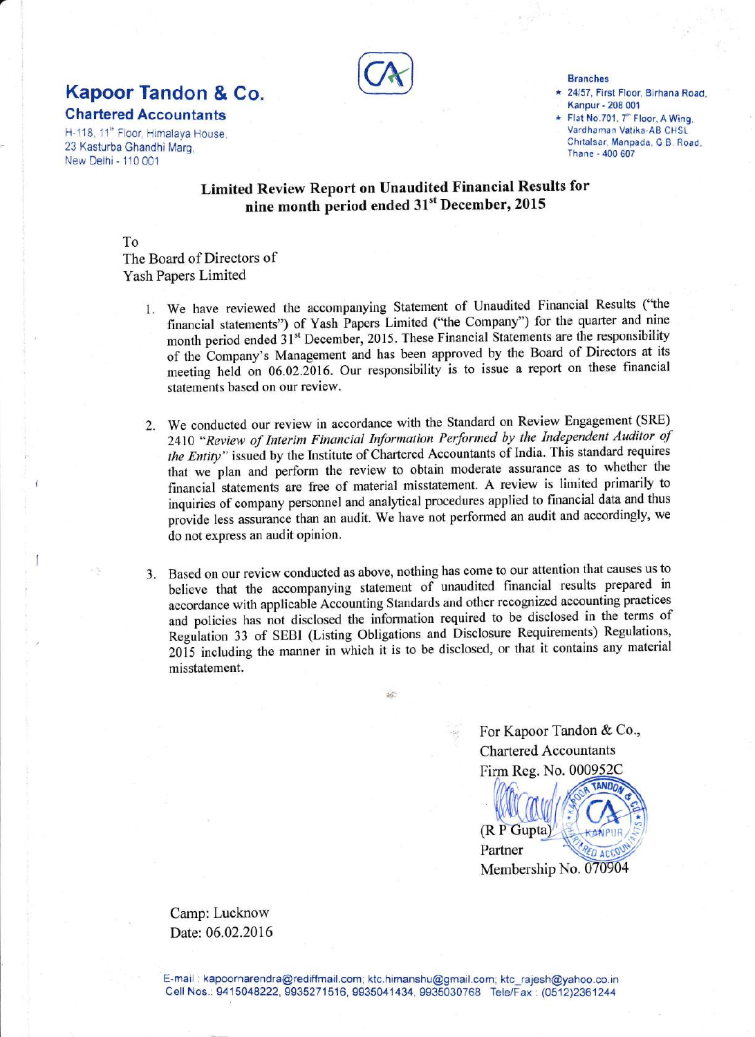# Kapoor Tandon & Co.

**Chartered Accountants**

H-118, 11th Floor, Himalaya House,
23 Kasturba Ghandhi Marg,
New Delhi - 110 001

**Branches**

- 24/57, First Floor, Birhana Road, Kanpur - 208 001
- Flat No.701, 7th Floor, A Wing, Vardhaman Vatika-AB CHSL Chitalsar Manpada, G.B. Road, Thane - 400 607

## Limited Review Report on Unaudited Financial Results for nine month period ended 31st December, 2015

To
The Board of Directors of
Yash Papers Limited

1. We have reviewed the accompanying Statement of Unaudited Financial Results ("the financial statements") of Yash Papers Limited ("the Company") for the quarter and nine month period ended 31st December, 2015. These Financial Statements are the responsibility of the Company's Management and has been approved by the Board of Directors at its meeting held on 06.02.2016. Our responsibility is to issue a report on these financial statements based on our review.

2. We conducted our review in accordance with the Standard on Review Engagement (SRE) 2410 "*Review of Interim Financial Information Performed by the Independent Auditor of the Entity*" issued by the Institute of Chartered Accountants of India. This standard requires that we plan and perform the review to obtain moderate assurance as to whether the financial statements are free of material misstatement. A review is limited primarily to inquiries of company personnel and analytical procedures applied to financial data and thus provide less assurance than an audit. We have not performed an audit and accordingly, we do not express an audit opinion.

3. Based on our review conducted as above, nothing has come to our attention that causes us to believe that the accompanying statement of unaudited financial results prepared in accordance with applicable Accounting Standards and other recognized accounting practices and policies has not disclosed the information required to be disclosed in the terms of Regulation 33 of SEBI (Listing Obligations and Disclosure Requirements) Regulations, 2015 including the manner in which it is to be disclosed, or that it contains any material misstatement.

For Kapoor Tandon & Co.,
Chartered Accountants
Firm Reg. No. 000952C

(R P Gupta)
Partner
Membership No. 070904

Camp: Lucknow
Date: 06.02.2016

E-mail : kapoornarendra@rediffmail.com; ktc.himanshu@gmail.com; ktc_rajesh@yahoo.co.in
Cell Nos.: 9415048222, 9935271516, 9935041434, 9935030768 Tele/Fax : (0512)2361244